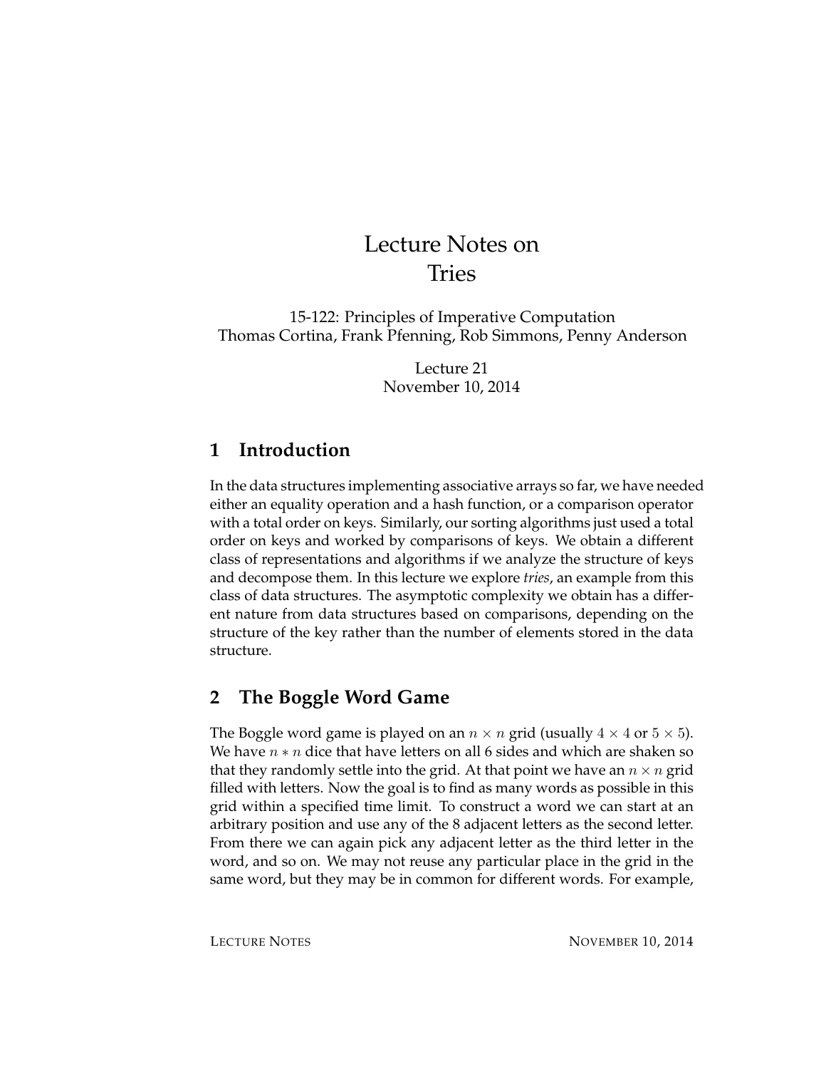# Lecture Notes on Tries

15-122: Principles of Imperative Computation
Thomas Cortina, Frank Pfenning, Rob Simmons, Penny Anderson

Lecture 21
November 10, 2014

## 1 Introduction

In the data structures implementing associative arrays so far, we have needed either an equality operation and a hash function, or a comparison operator with a total order on keys. Similarly, our sorting algorithms just used a total order on keys and worked by comparisons of keys. We obtain a different class of representations and algorithms if we analyze the structure of keys and decompose them. In this lecture we explore *tries*, an example from this class of data structures. The asymptotic complexity we obtain has a different nature from data structures based on comparisons, depending on the structure of the key rather than the number of elements stored in the data structure.

## 2 The Boggle Word Game

The Boggle word game is played on an $n \times n$ grid (usually $4 \times 4$ or $5 \times 5$). We have $n * n$ dice that have letters on all 6 sides and which are shaken so that they randomly settle into the grid. At that point we have an $n \times n$ grid filled with letters. Now the goal is to find as many words as possible in this grid within a specified time limit. To construct a word we can start at an arbitrary position and use any of the 8 adjacent letters as the second letter. From there we can again pick any adjacent letter as the third letter in the word, and so on. We may not reuse any particular place in the grid in the same word, but they may be in common for different words. For example,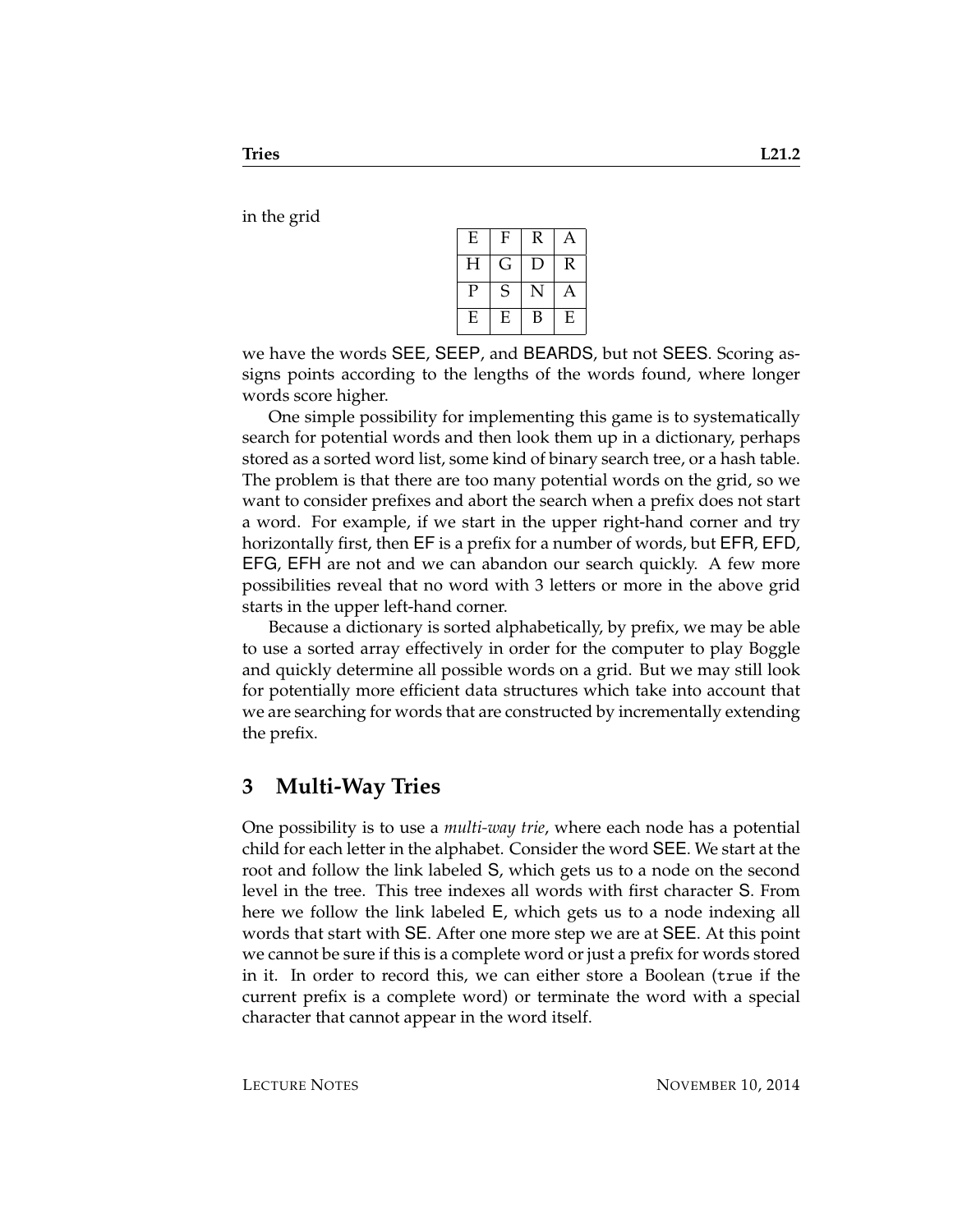in the grid

| E | F | R | A |
|---|---|---|---|
| H | G | D | R |
| P | S | N | A |
| E | E | B | E |

we have the words SEE, SEEP, and BEARDS, but not SEES. Scoring assigns points according to the lengths of the words found, where longer words score higher.

One simple possibility for implementing this game is to systematically search for potential words and then look them up in a dictionary, perhaps stored as a sorted word list, some kind of binary search tree, or a hash table. The problem is that there are too many potential words on the grid, so we want to consider prefixes and abort the search when a prefix does not start a word. For example, if we start in the upper right-hand corner and try horizontally first, then EF is a prefix for a number of words, but EFR, EFD, EFG, EFH are not and we can abandon our search quickly. A few more possibilities reveal that no word with 3 letters or more in the above grid starts in the upper left-hand corner.

Because a dictionary is sorted alphabetically, by prefix, we may be able to use a sorted array effectively in order for the computer to play Boggle and quickly determine all possible words on a grid. But we may still look for potentially more efficient data structures which take into account that we are searching for words that are constructed by incrementally extending the prefix.

## 3 Multi-Way Tries

One possibility is to use a *multi-way trie*, where each node has a potential child for each letter in the alphabet. Consider the word SEE. We start at the root and follow the link labeled S, which gets us to a node on the second level in the tree. This tree indexes all words with first character S. From here we follow the link labeled E, which gets us to a node indexing all words that start with SE. After one more step we are at SEE. At this point we cannot be sure if this is a complete word or just a prefix for words stored in it. In order to record this, we can either store a Boolean (`true` if the current prefix is a complete word) or terminate the word with a special character that cannot appear in the word itself.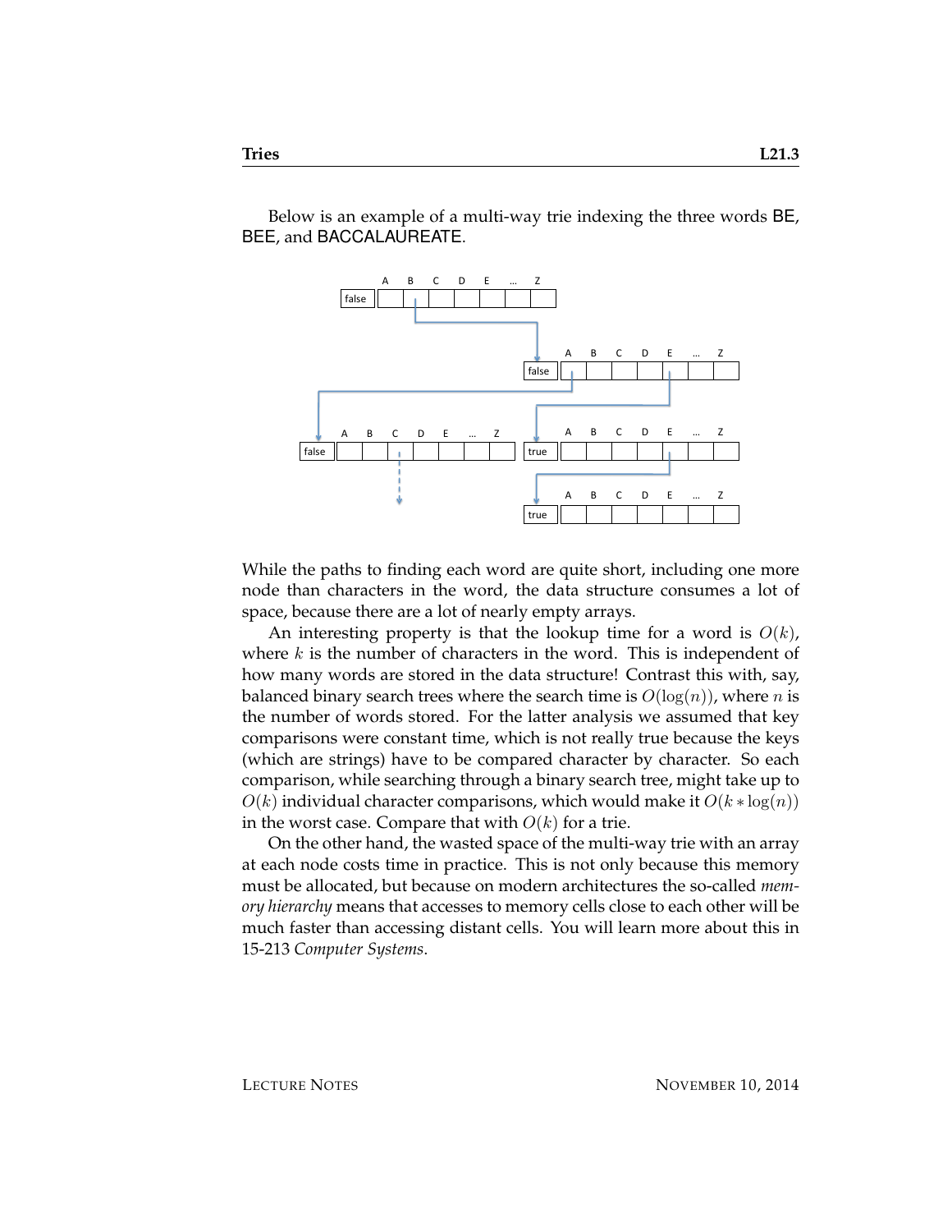Below is an example of a multi-way trie indexing the three words BE, BEE, and BACCALAUREATE.

While the paths to finding each word are quite short, including one more node than characters in the word, the data structure consumes a lot of space, because there are a lot of nearly empty arrays.

An interesting property is that the lookup time for a word is $O(k)$, where $k$ is the number of characters in the word. This is independent of how many words are stored in the data structure! Contrast this with, say, balanced binary search trees where the search time is $O(\log(n))$, where $n$ is the number of words stored. For the latter analysis we assumed that key comparisons were constant time, which is not really true because the keys (which are strings) have to be compared character by character. So each comparison, while searching through a binary search tree, might take up to $O(k)$ individual character comparisons, which would make it $O(k * \log(n))$ in the worst case. Compare that with $O(k)$ for a trie.

On the other hand, the wasted space of the multi-way trie with an array at each node costs time in practice. This is not only because this memory must be allocated, but because on modern architectures the so-called *memory hierarchy* means that accesses to memory cells close to each other will be much faster than accessing distant cells. You will learn more about this in 15-213 *Computer Systems*.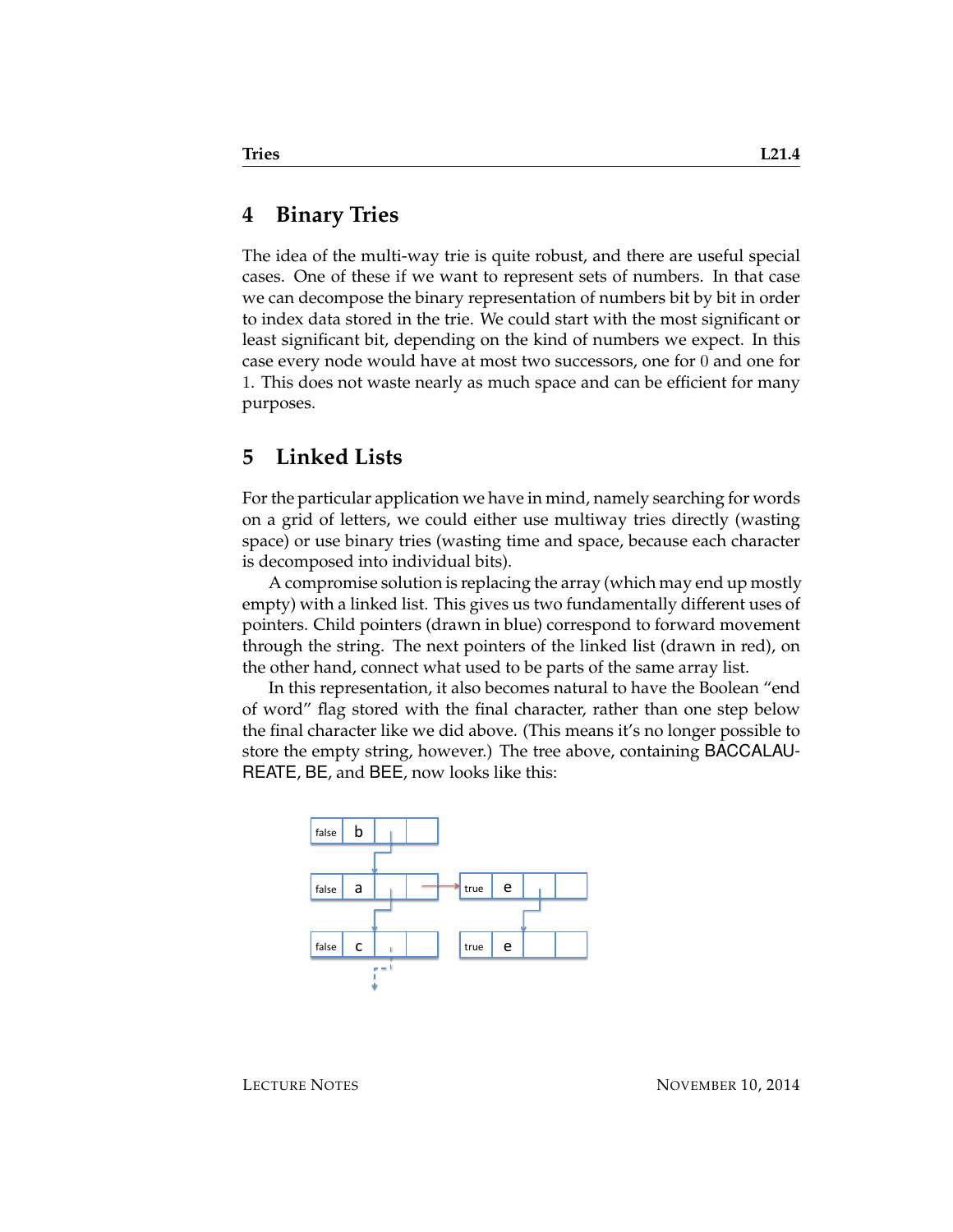## 4 Binary Tries

The idea of the multi-way trie is quite robust, and there are useful special cases. One of these if we want to represent sets of numbers. In that case we can decompose the binary representation of numbers bit by bit in order to index data stored in the trie. We could start with the most significant or least significant bit, depending on the kind of numbers we expect. In this case every node would have at most two successors, one for $0$ and one for $1$. This does not waste nearly as much space and can be efficient for many purposes.

## 5 Linked Lists

For the particular application we have in mind, namely searching for words on a grid of letters, we could either use multiway tries directly (wasting space) or use binary tries (wasting time and space, because each character is decomposed into individual bits).

A compromise solution is replacing the array (which may end up mostly empty) with a linked list. This gives us two fundamentally different uses of pointers. Child pointers (drawn in blue) correspond to forward movement through the string. The next pointers of the linked list (drawn in red), on the other hand, connect what used to be parts of the same array list.

In this representation, it also becomes natural to have the Boolean "end of word" flag stored with the final character, rather than one step below the final character like we did above. (This means it's no longer possible to store the empty string, however.) The tree above, containing BACCALAUREATE, BE, and BEE, now looks like this: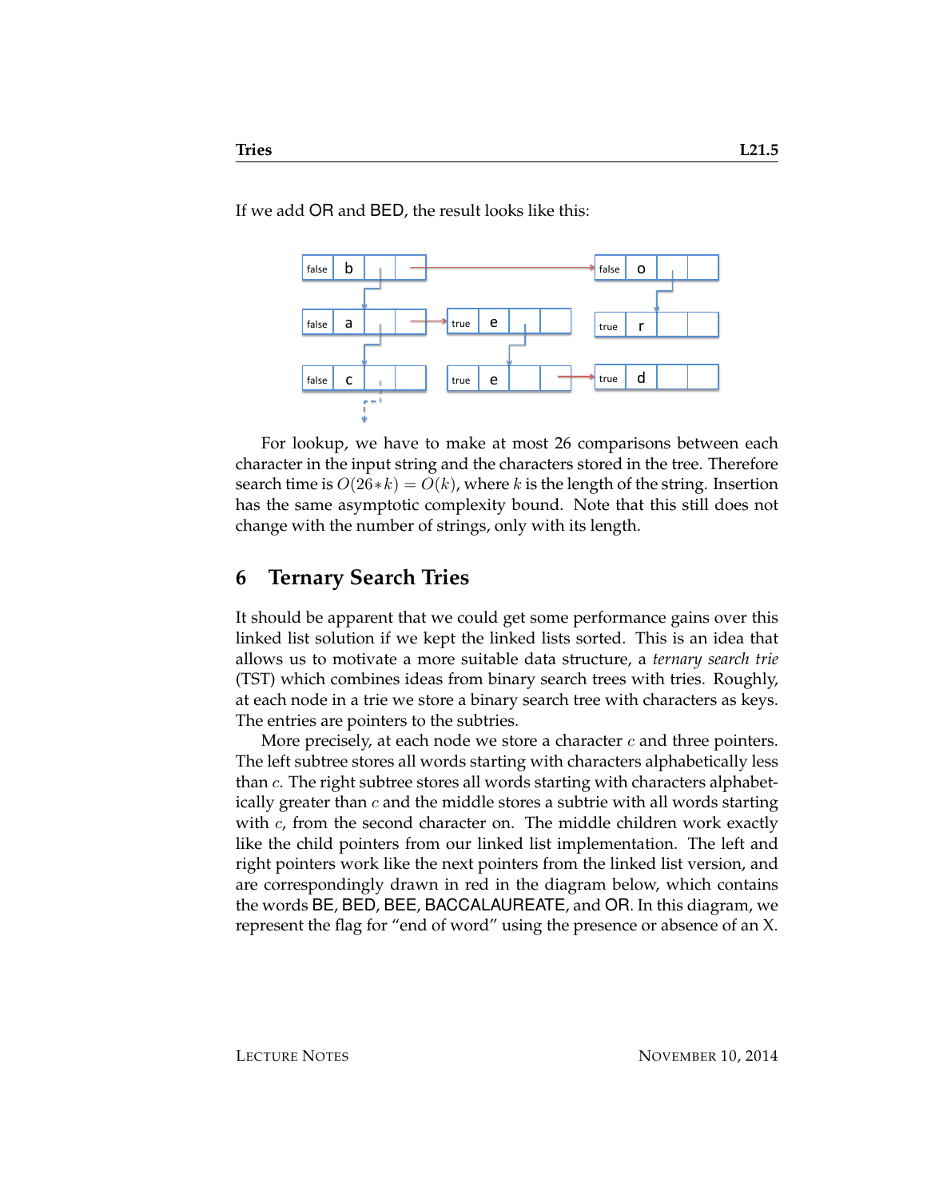If we add OR and BED, the result looks like this:

For lookup, we have to make at most 26 comparisons between each character in the input string and the characters stored in the tree. Therefore search time is $O(26*k) = O(k)$, where $k$ is the length of the string. Insertion has the same asymptotic complexity bound. Note that this still does not change with the number of strings, only with its length.

## 6 Ternary Search Tries

It should be apparent that we could get some performance gains over this linked list solution if we kept the linked lists sorted. This is an idea that allows us to motivate a more suitable data structure, a *ternary search trie* (TST) which combines ideas from binary search trees with tries. Roughly, at each node in a trie we store a binary search tree with characters as keys. The entries are pointers to the subtries.

More precisely, at each node we store a character $c$ and three pointers. The left subtree stores all words starting with characters alphabetically less than $c$. The right subtree stores all words starting with characters alphabetically greater than $c$ and the middle stores a subtrie with all words starting with $c$, from the second character on. The middle children work exactly like the child pointers from our linked list implementation. The left and right pointers work like the next pointers from the linked list version, and are correspondingly drawn in red in the diagram below, which contains the words BE, BED, BEE, BACCALAUREATE, and OR. In this diagram, we represent the flag for "end of word" using the presence or absence of an X.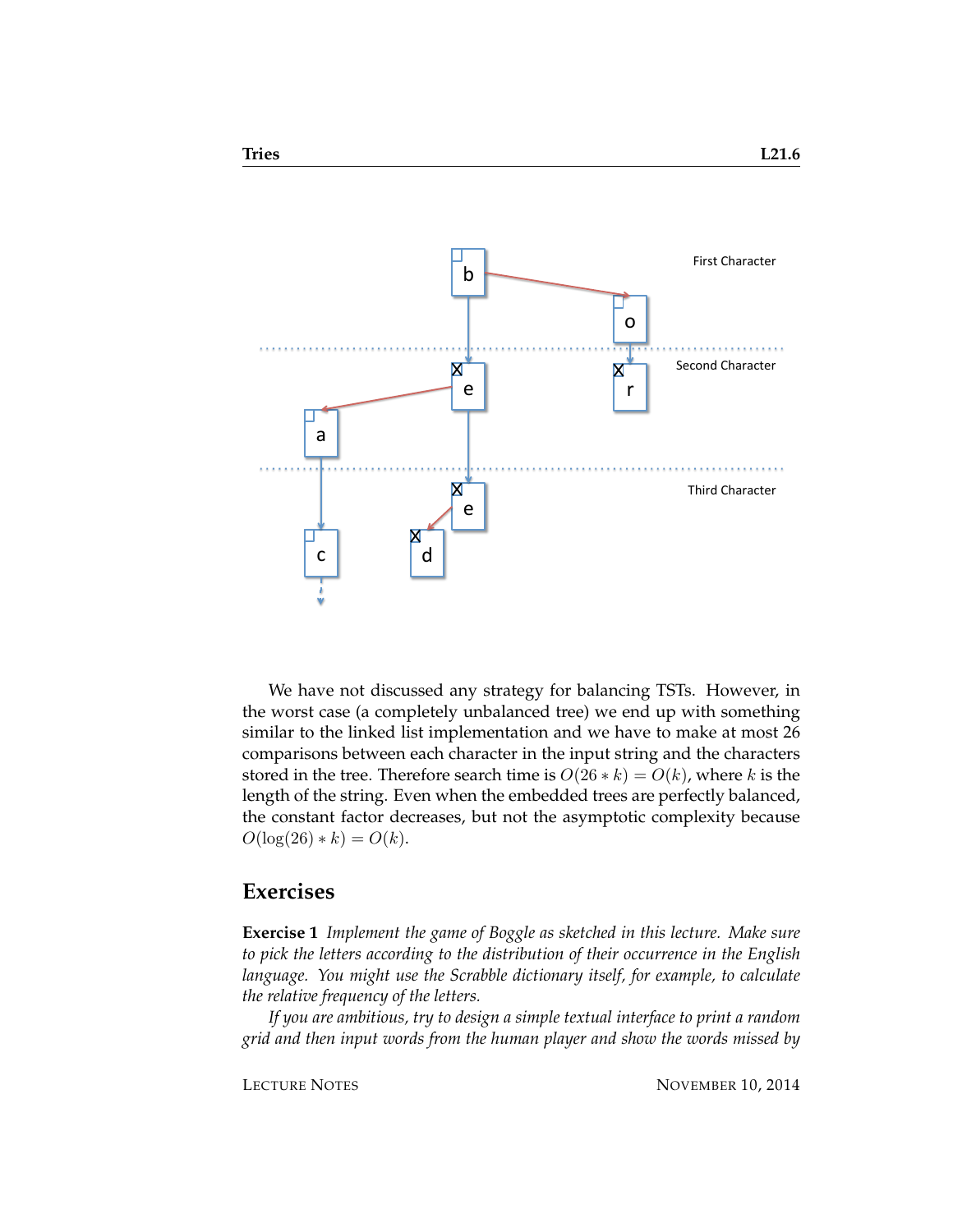We have not discussed any strategy for balancing TSTs. However, in the worst case (a completely unbalanced tree) we end up with something similar to the linked list implementation and we have to make at most 26 comparisons between each character in the input string and the characters stored in the tree. Therefore search time is $O(26 * k) = O(k)$, where $k$ is the length of the string. Even when the embedded trees are perfectly balanced, the constant factor decreases, but not the asymptotic complexity because $O(\log(26) * k) = O(k)$.

## Exercises

**Exercise 1** *Implement the game of Boggle as sketched in this lecture. Make sure to pick the letters according to the distribution of their occurrence in the English language. You might use the Scrabble dictionary itself, for example, to calculate the relative frequency of the letters.*

*If you are ambitious, try to design a simple textual interface to print a random grid and then input words from the human player and show the words missed by*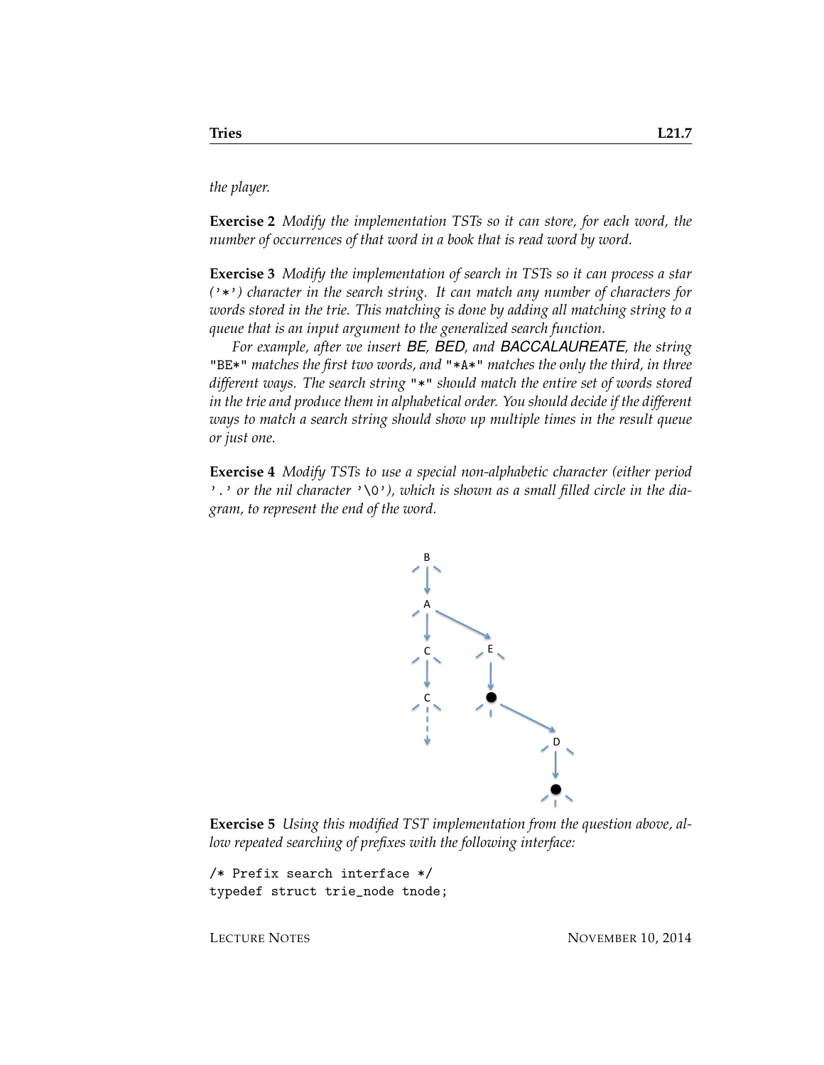*the player.*

**Exercise 2** *Modify the implementation TSTs so it can store, for each word, the number of occurrences of that word in a book that is read word by word.*

**Exercise 3** *Modify the implementation of search in TSTs so it can process a star ('*') character in the search string. It can match any number of characters for words stored in the trie. This matching is done by adding all matching string to a queue that is an input argument to the generalized search function.*

*For example, after we insert BE, BED, and BACCALAUREATE, the string* "BE*" *matches the first two words, and* "*A*" *matches the only the third, in three different ways. The search string* "*" *should match the entire set of words stored in the trie and produce them in alphabetical order. You should decide if the different ways to match a search string should show up multiple times in the result queue or just one.*

**Exercise 4** *Modify TSTs to use a special non-alphabetic character (either period '.' or the nil character '\0'), which is shown as a small filled circle in the diagram, to represent the end of the word.*

**Exercise 5** *Using this modified TST implementation from the question above, allow repeated searching of prefixes with the following interface:*

```
/* Prefix search interface */
typedef struct trie_node tnode;
```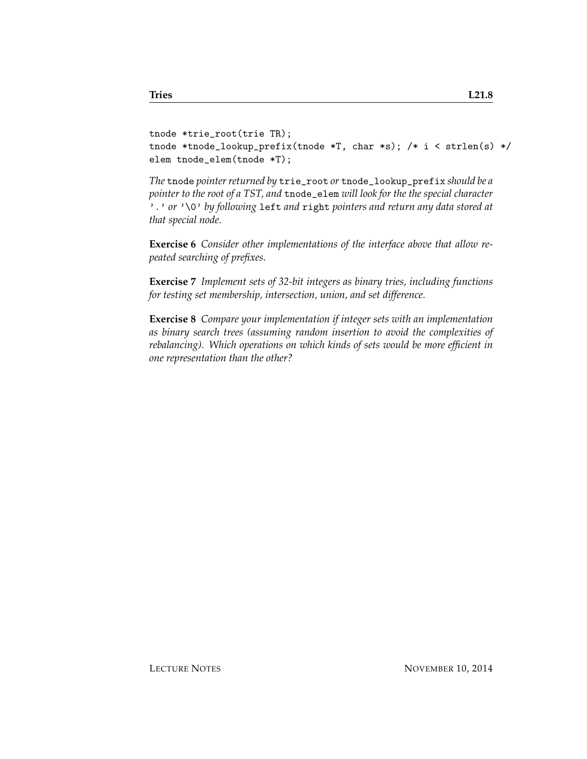```
tnode *trie_root(trie TR);
tnode *tnode_lookup_prefix(tnode *T, char *s); /* i < strlen(s) */
elem tnode_elem(tnode *T);
```

*The* `tnode` *pointer returned by* `trie_root` *or* `tnode_lookup_prefix` *should be a pointer to the root of a TST, and* `tnode_elem` *will look for the the special character* `'.'` *or* `'\0'` *by following* `left` *and* `right` *pointers and return any data stored at that special node.*

**Exercise 6** *Consider other implementations of the interface above that allow repeated searching of prefixes.*

**Exercise 7** *Implement sets of 32-bit integers as binary tries, including functions for testing set membership, intersection, union, and set difference.*

**Exercise 8** *Compare your implementation if integer sets with an implementation as binary search trees (assuming random insertion to avoid the complexities of rebalancing). Which operations on which kinds of sets would be more efficient in one representation than the other?*